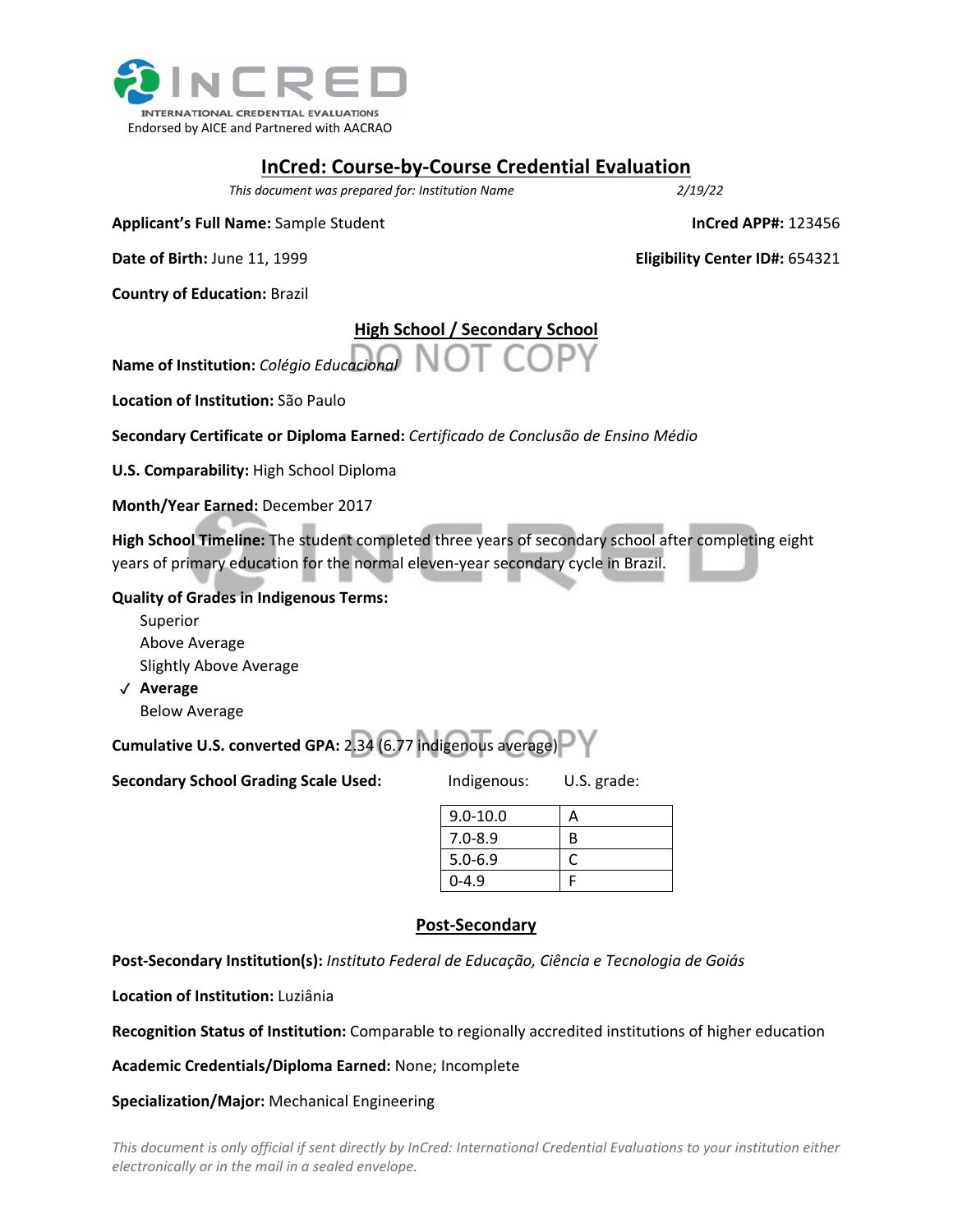INTERNATIONAL CREDENTIAL EVALUATIONS

Endorsed by AICE and Partnered with AACRAO

# InCred: Course-by-Course Credential Evaluation

*This document was prepared for: Institution Name* *2/19/22*

**Applicant's Full Name:** Sample Student **InCred APP#:** 123456

**Date of Birth:** June 11, 1999 **Eligibility Center ID#:** 654321

**Country of Education:** Brazil

## High School / Secondary School

**Name of Institution:** *Colégio Educacional*

**Location of Institution:** São Paulo

**Secondary Certificate or Diploma Earned:** *Certificado de Conclusão de Ensino Médio*

**U.S. Comparability:** High School Diploma

**Month/Year Earned:** December 2017

**High School Timeline:** The student completed three years of secondary school after completing eight years of primary education for the normal eleven-year secondary cycle in Brazil.

**Quality of Grades in Indigenous Terms:**

- Superior
- Above Average
- Slightly Above Average
- ✓ **Average**
- Below Average

**Cumulative U.S. converted GPA:** 2.34 (6.77 indigenous average)

**Secondary School Grading Scale Used:**

| Indigenous: | U.S. grade: |
|---|---|
| 9.0-10.0 | A |
| 7.0-8.9 | B |
| 5.0-6.9 | C |
| 0-4.9 | F |

## Post-Secondary

**Post-Secondary Institution(s):** *Instituto Federal de Educação, Ciência e Tecnologia de Goiás*

**Location of Institution:** Luziânia

**Recognition Status of Institution:** Comparable to regionally accredited institutions of higher education

**Academic Credentials/Diploma Earned:** None; Incomplete

**Specialization/Major:** Mechanical Engineering

*This document is only official if sent directly by InCred: International Credential Evaluations to your institution either electronically or in the mail in a sealed envelope.*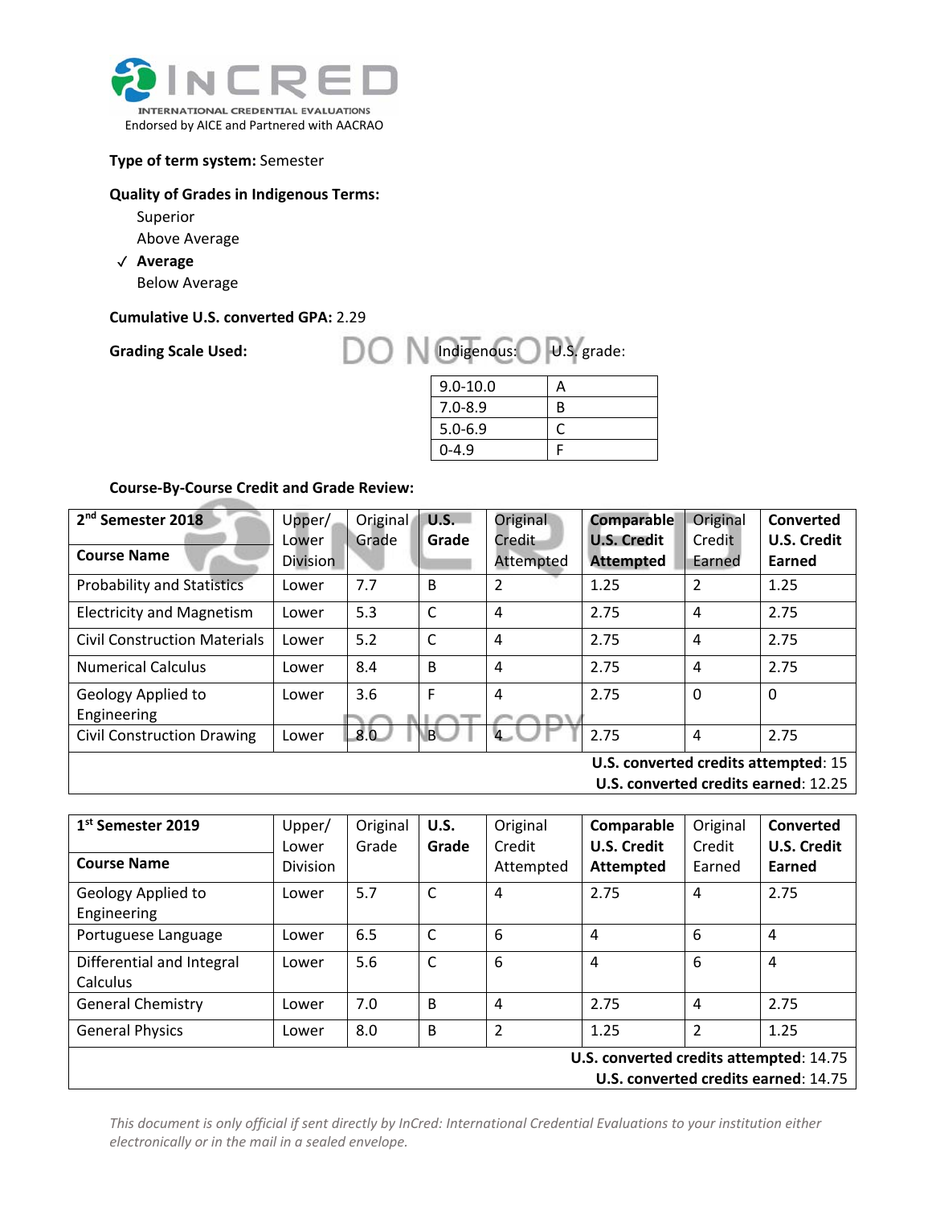INCRED
INTERNATIONAL CREDENTIAL EVALUATIONS
Endorsed by AICE and Partnered with AACRAO

**Type of term system:** Semester

**Quality of Grades in Indigenous Terms:**

- Superior
- Above Average
- ✓ **Average**
- Below Average

**Cumulative U.S. converted GPA:** 2.29

**Grading Scale Used:**

| Indigenous: | U.S. grade: |
|---|---|
| 9.0-10.0 | A |
| 7.0-8.9 | B |
| 5.0-6.9 | C |
| 0-4.9 | F |

**Course-By-Course Credit and Grade Review:**

| 2nd Semester 2018 Course Name | Upper/ Lower Division | Original Grade | U.S. Grade | Original Credit Attempted | Comparable U.S. Credit Attempted | Original Credit Earned | Converted U.S. Credit Earned |
|---|---|---|---|---|---|---|---|
| Probability and Statistics | Lower | 7.7 | B | 2 | 1.25 | 2 | 1.25 |
| Electricity and Magnetism | Lower | 5.3 | C | 4 | 2.75 | 4 | 2.75 |
| Civil Construction Materials | Lower | 5.2 | C | 4 | 2.75 | 4 | 2.75 |
| Numerical Calculus | Lower | 8.4 | B | 4 | 2.75 | 4 | 2.75 |
| Geology Applied to Engineering | Lower | 3.6 | F | 4 | 2.75 | 0 | 0 |
| Civil Construction Drawing | Lower | 8.0 | B | 4 | 2.75 | 4 | 2.75 |
| | | | | | | **U.S. converted credits attempted**: 15 | |
| | | | | | | **U.S. converted credits earned**: 12.25 | |

| 1st Semester 2019 Course Name | Upper/ Lower Division | Original Grade | U.S. Grade | Original Credit Attempted | Comparable U.S. Credit Attempted | Original Credit Earned | Converted U.S. Credit Earned |
|---|---|---|---|---|---|---|---|
| Geology Applied to Engineering | Lower | 5.7 | C | 4 | 2.75 | 4 | 2.75 |
| Portuguese Language | Lower | 6.5 | C | 6 | 4 | 6 | 4 |
| Differential and Integral Calculus | Lower | 5.6 | C | 6 | 4 | 6 | 4 |
| General Chemistry | Lower | 7.0 | B | 4 | 2.75 | 4 | 2.75 |
| General Physics | Lower | 8.0 | B | 2 | 1.25 | 2 | 1.25 |
| | | | | | | **U.S. converted credits attempted**: 14.75 | |
| | | | | | | **U.S. converted credits earned**: 14.75 | |

*This document is only official if sent directly by InCred: International Credential Evaluations to your institution either electronically or in the mail in a sealed envelope.*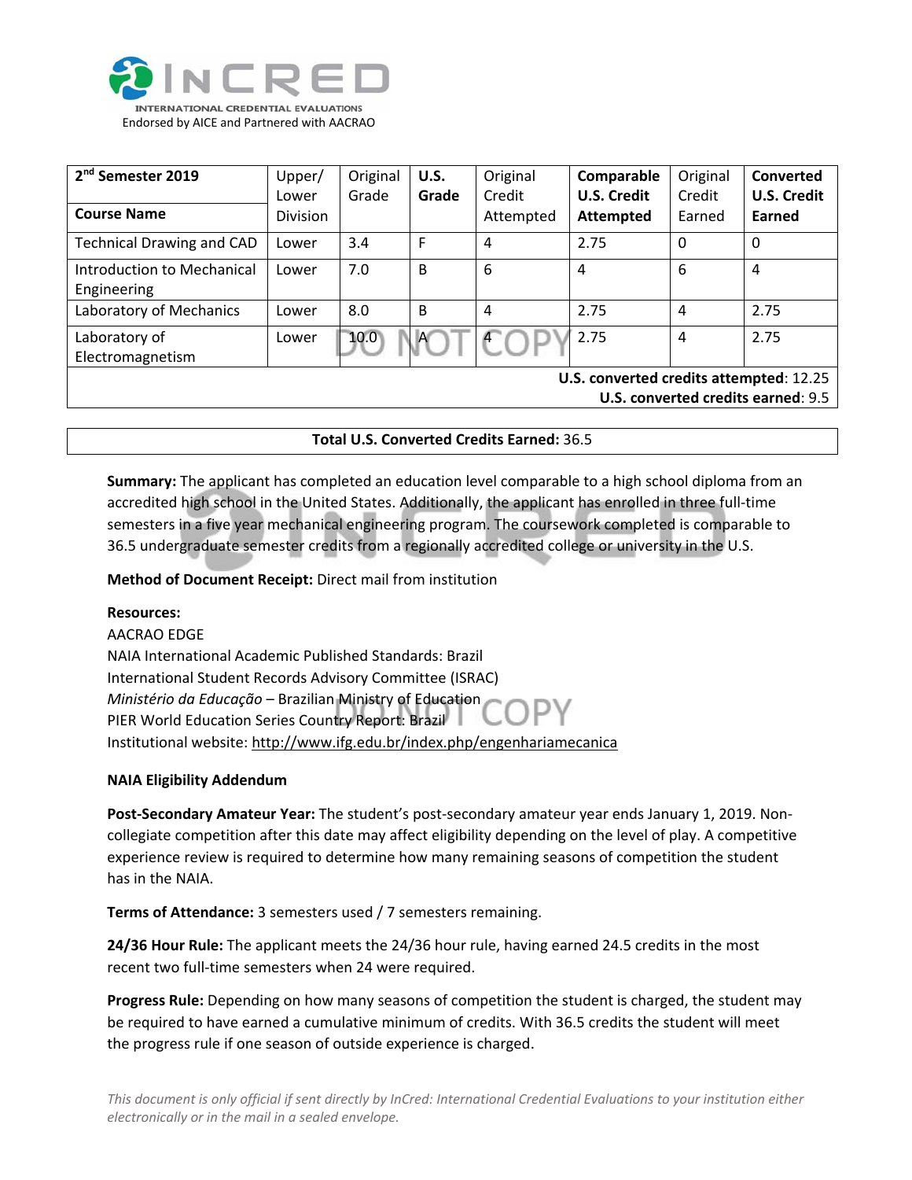| **2nd Semester 2019** / **Course Name** | Upper/ Lower Division | Original Grade | **U.S. Grade** | Original Credit Attempted | **Comparable U.S. Credit Attempted** | Original Credit Earned | **Converted U.S. Credit Earned** |
|---|---|---|---|---|---|---|---|
| Technical Drawing and CAD | Lower | 3.4 | F | 4 | 2.75 | 0 | 0 |
| Introduction to Mechanical Engineering | Lower | 7.0 | B | 6 | 4 | 6 | 4 |
| Laboratory of Mechanics | Lower | 8.0 | B | 4 | 2.75 | 4 | 2.75 |
| Laboratory of Electromagnetism | Lower | 10.0 | A | 4 | 2.75 | 4 | 2.75 |
| | | | | | | | **U.S. converted credits attempted**: 12.25 |
| | | | | | | | **U.S. converted credits earned**: 9.5 |

**Total U.S. Converted Credits Earned:** 36.5

**Summary:** The applicant has completed an education level comparable to a high school diploma from an accredited high school in the United States. Additionally, the applicant has enrolled in three full-time semesters in a five year mechanical engineering program. The coursework completed is comparable to 36.5 undergraduate semester credits from a regionally accredited college or university in the U.S.

**Method of Document Receipt:** Direct mail from institution

**Resources:**
AACRAO EDGE
NAIA International Academic Published Standards: Brazil
International Student Records Advisory Committee (ISRAC)
*Ministério da Educação* – Brazilian Ministry of Education
PIER World Education Series Country Report: Brazil
Institutional website: http://www.ifg.edu.br/index.php/engenhariamecanica

**NAIA Eligibility Addendum**

**Post-Secondary Amateur Year:** The student's post-secondary amateur year ends January 1, 2019. Non-collegiate competition after this date may affect eligibility depending on the level of play. A competitive experience review is required to determine how many remaining seasons of competition the student has in the NAIA.

**Terms of Attendance:** 3 semesters used / 7 semesters remaining.

**24/36 Hour Rule:** The applicant meets the 24/36 hour rule, having earned 24.5 credits in the most recent two full-time semesters when 24 were required.

**Progress Rule:** Depending on how many seasons of competition the student is charged, the student may be required to have earned a cumulative minimum of credits. With 36.5 credits the student will meet the progress rule if one season of outside experience is charged.

*This document is only official if sent directly by InCred: International Credential Evaluations to your institution either electronically or in the mail in a sealed envelope.*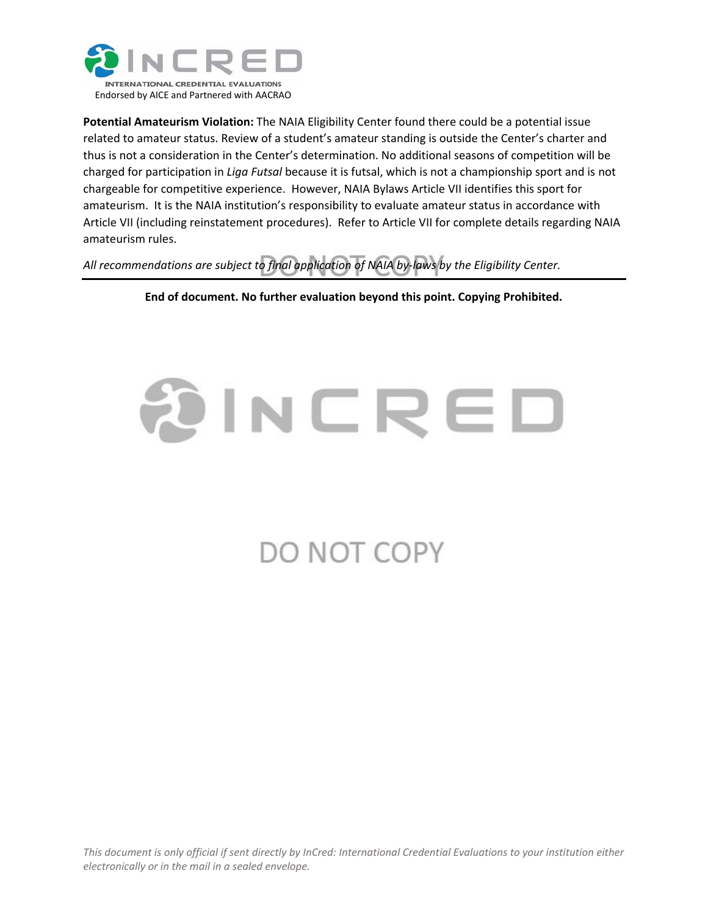**Potential Amateurism Violation:** The NAIA Eligibility Center found there could be a potential issue related to amateur status. Review of a student's amateur standing is outside the Center's charter and thus is not a consideration in the Center's determination. No additional seasons of competition will be charged for participation in *Liga Futsal* because it is futsal, which is not a championship sport and is not chargeable for competitive experience. However, NAIA Bylaws Article VII identifies this sport for amateurism. It is the NAIA institution's responsibility to evaluate amateur status in accordance with Article VII (including reinstatement procedures). Refer to Article VII for complete details regarding NAIA amateurism rules.

*All recommendations are subject to final application of NAIA by-laws by the Eligibility Center.*

---

**End of document. No further evaluation beyond this point. Copying Prohibited.**

*This document is only official if sent directly by InCred: International Credential Evaluations to your institution either electronically or in the mail in a sealed envelope.*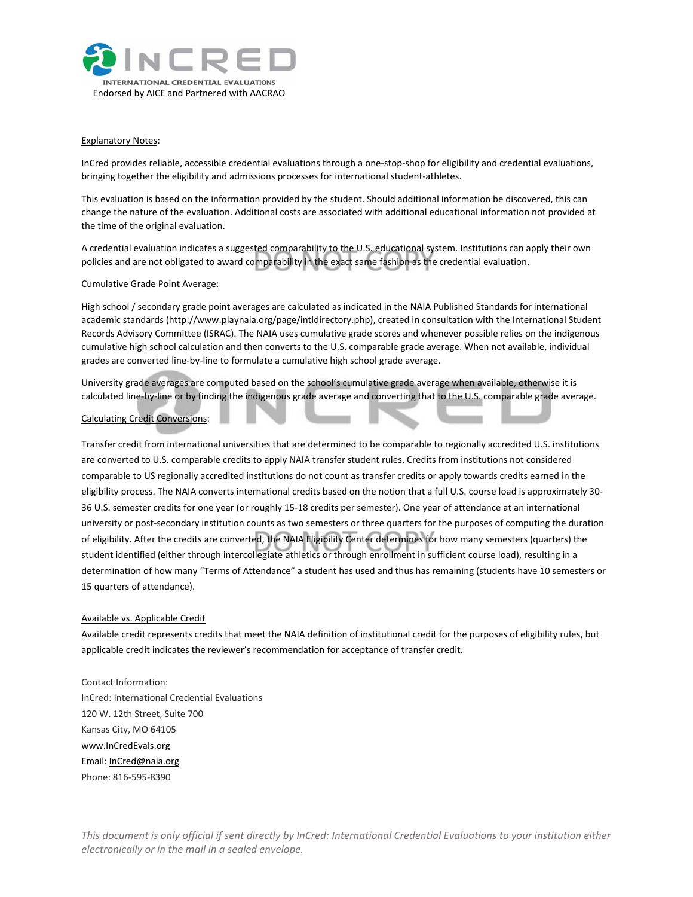INCRED

INTERNATIONAL CREDENTIAL EVALUATIONS

Endorsed by AICE and Partnered with AACRAO

Explanatory Notes:

InCred provides reliable, accessible credential evaluations through a one-stop-shop for eligibility and credential evaluations, bringing together the eligibility and admissions processes for international student-athletes.

This evaluation is based on the information provided by the student. Should additional information be discovered, this can change the nature of the evaluation. Additional costs are associated with additional educational information not provided at the time of the original evaluation.

A credential evaluation indicates a suggested comparability to the U.S. educational system. Institutions can apply their own policies and are not obligated to award comparability in the exact same fashion as the credential evaluation.

Cumulative Grade Point Average:

High school / secondary grade point averages are calculated as indicated in the NAIA Published Standards for international academic standards (http://www.playnaia.org/page/intldirectory.php), created in consultation with the International Student Records Advisory Committee (ISRAC). The NAIA uses cumulative grade scores and whenever possible relies on the indigenous cumulative high school calculation and then converts to the U.S. comparable grade average. When not available, individual grades are converted line-by-line to formulate a cumulative high school grade average.

University grade averages are computed based on the school's cumulative grade average when available, otherwise it is calculated line-by-line or by finding the indigenous grade average and converting that to the U.S. comparable grade average.

Calculating Credit Conversions:

Transfer credit from international universities that are determined to be comparable to regionally accredited U.S. institutions are converted to U.S. comparable credits to apply NAIA transfer student rules. Credits from institutions not considered comparable to US regionally accredited institutions do not count as transfer credits or apply towards credits earned in the eligibility process. The NAIA converts international credits based on the notion that a full U.S. course load is approximately 30-36 U.S. semester credits for one year (or roughly 15-18 credits per semester). One year of attendance at an international university or post-secondary institution counts as two semesters or three quarters for the purposes of computing the duration of eligibility. After the credits are converted, the NAIA Eligibility Center determines for how many semesters (quarters) the student identified (either through intercollegiate athletics or through enrollment in sufficient course load), resulting in a determination of how many "Terms of Attendance" a student has used and thus has remaining (students have 10 semesters or 15 quarters of attendance).

Available vs. Applicable Credit

Available credit represents credits that meet the NAIA definition of institutional credit for the purposes of eligibility rules, but applicable credit indicates the reviewer's recommendation for acceptance of transfer credit.

Contact Information:

InCred: International Credential Evaluations
120 W. 12th Street, Suite 700
Kansas City, MO 64105
www.InCredEvals.org
Email: InCred@naia.org
Phone: 816-595-8390

*This document is only official if sent directly by InCred: International Credential Evaluations to your institution either electronically or in the mail in a sealed envelope.*